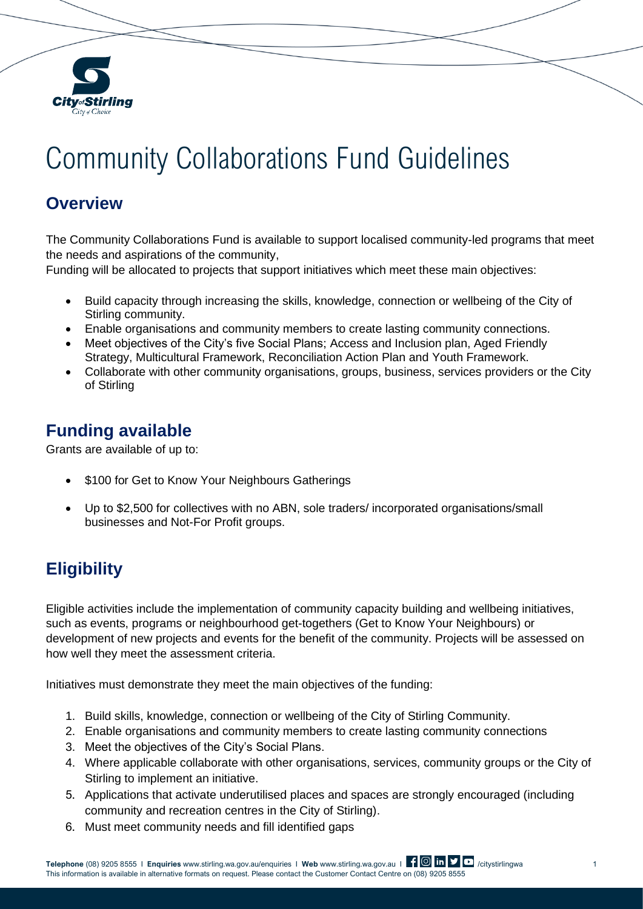# Community Collaborations Fund Guidelines

## Overview

The Community Collaborations Fund is available to support localised community-led programs that meet the needs and aspirations of the community,
Funding will be allocated to projects that support initiatives which meet these main objectives:

- Build capacity through increasing the skills, knowledge, connection or wellbeing of the City of Stirling community.
- Enable organisations and community members to create lasting community connections.
- Meet objectives of the City's five Social Plans; Access and Inclusion plan, Aged Friendly Strategy, Multicultural Framework, Reconciliation Action Plan and Youth Framework.
- Collaborate with other community organisations, groups, business, services providers or the City of Stirling

## Funding available

Grants are available of up to:

- $100 for Get to Know Your Neighbours Gatherings
- Up to $2,500 for collectives with no ABN, sole traders/ incorporated organisations/small businesses and Not-For Profit groups.

## Eligibility

Eligible activities include the implementation of community capacity building and wellbeing initiatives, such as events, programs or neighbourhood get-togethers (Get to Know Your Neighbours) or development of new projects and events for the benefit of the community. Projects will be assessed on how well they meet the assessment criteria.

Initiatives must demonstrate they meet the main objectives of the funding:

1. Build skills, knowledge, connection or wellbeing of the City of Stirling Community.
2. Enable organisations and community members to create lasting community connections
3. Meet the objectives of the City's Social Plans.
4. Where applicable collaborate with other organisations, services, community groups or the City of Stirling to implement an initiative.
5. Applications that activate underutilised places and spaces are strongly encouraged (including community and recreation centres in the City of Stirling).
6. Must meet community needs and fill identified gaps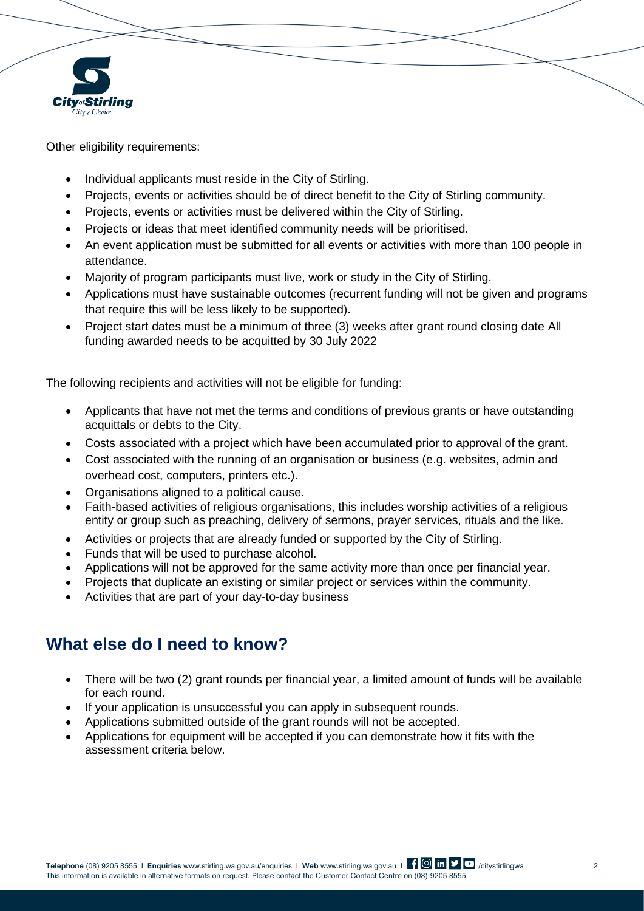Other eligibility requirements:

- Individual applicants must reside in the City of Stirling.
- Projects, events or activities should be of direct benefit to the City of Stirling community.
- Projects, events or activities must be delivered within the City of Stirling.
- Projects or ideas that meet identified community needs will be prioritised.
- An event application must be submitted for all events or activities with more than 100 people in attendance.
- Majority of program participants must live, work or study in the City of Stirling.
- Applications must have sustainable outcomes (recurrent funding will not be given and programs that require this will be less likely to be supported).
- Project start dates must be a minimum of three (3) weeks after grant round closing date All funding awarded needs to be acquitted by 30 July 2022

The following recipients and activities will not be eligible for funding:

- Applicants that have not met the terms and conditions of previous grants or have outstanding acquittals or debts to the City.
- Costs associated with a project which have been accumulated prior to approval of the grant.
- Cost associated with the running of an organisation or business (e.g. websites, admin and overhead cost, computers, printers etc.).
- Organisations aligned to a political cause.
- Faith-based activities of religious organisations, this includes worship activities of a religious entity or group such as preaching, delivery of sermons, prayer services, rituals and the like.
- Activities or projects that are already funded or supported by the City of Stirling.
- Funds that will be used to purchase alcohol.
- Applications will not be approved for the same activity more than once per financial year.
- Projects that duplicate an existing or similar project or services within the community.
- Activities that are part of your day-to-day business

## What else do I need to know?

- There will be two (2) grant rounds per financial year, a limited amount of funds will be available for each round.
- If your application is unsuccessful you can apply in subsequent rounds.
- Applications submitted outside of the grant rounds will not be accepted.
- Applications for equipment will be accepted if you can demonstrate how it fits with the assessment criteria below.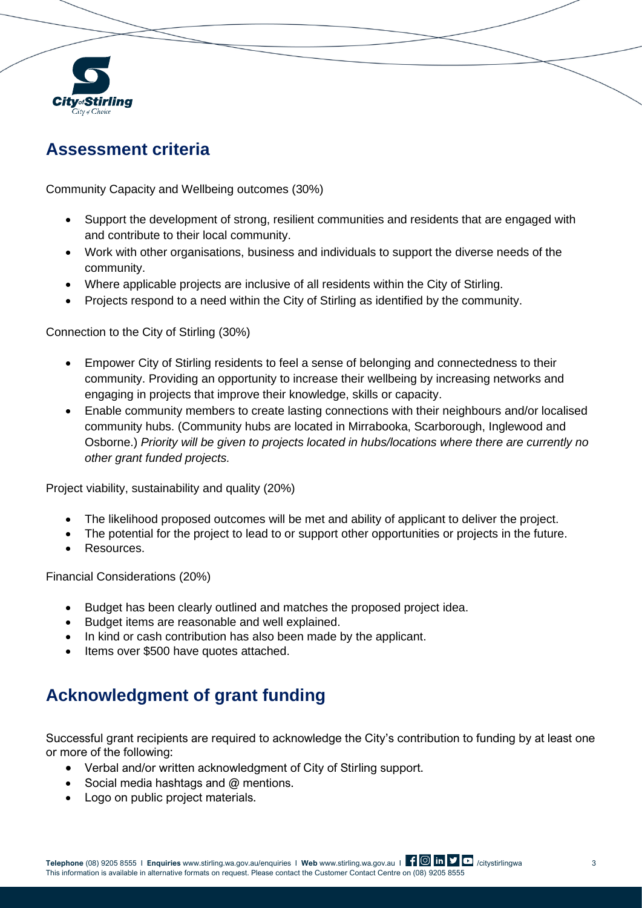## Assessment criteria

Community Capacity and Wellbeing outcomes (30%)

- Support the development of strong, resilient communities and residents that are engaged with and contribute to their local community.
- Work with other organisations, business and individuals to support the diverse needs of the community.
- Where applicable projects are inclusive of all residents within the City of Stirling.
- Projects respond to a need within the City of Stirling as identified by the community.

Connection to the City of Stirling (30%)

- Empower City of Stirling residents to feel a sense of belonging and connectedness to their community. Providing an opportunity to increase their wellbeing by increasing networks and engaging in projects that improve their knowledge, skills or capacity.
- Enable community members to create lasting connections with their neighbours and/or localised community hubs. (Community hubs are located in Mirrabooka, Scarborough, Inglewood and Osborne.) *Priority will be given to projects located in hubs/locations where there are currently no other grant funded projects.*

Project viability, sustainability and quality (20%)

- The likelihood proposed outcomes will be met and ability of applicant to deliver the project.
- The potential for the project to lead to or support other opportunities or projects in the future.
- Resources.

Financial Considerations (20%)

- Budget has been clearly outlined and matches the proposed project idea.
- Budget items are reasonable and well explained.
- In kind or cash contribution has also been made by the applicant.
- Items over $500 have quotes attached.

## Acknowledgment of grant funding

Successful grant recipients are required to acknowledge the City's contribution to funding by at least one or more of the following:

- Verbal and/or written acknowledgment of City of Stirling support.
- Social media hashtags and @ mentions.
- Logo on public project materials.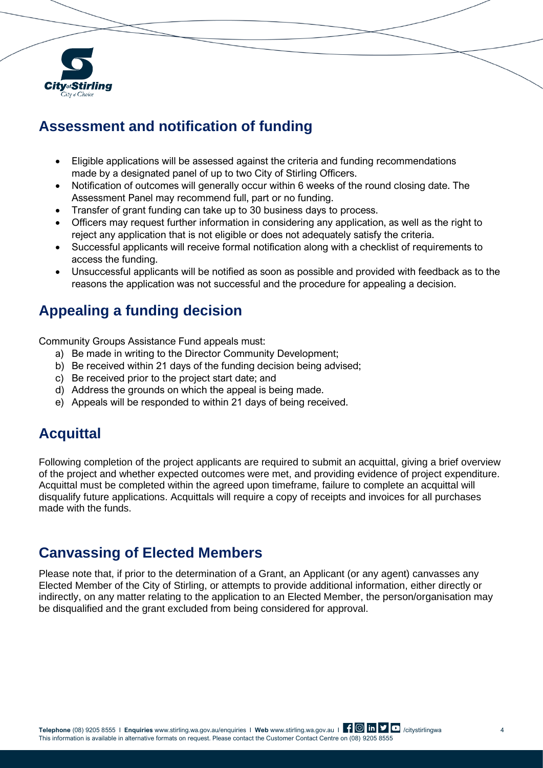## Assessment and notification of funding

- Eligible applications will be assessed against the criteria and funding recommendations made by a designated panel of up to two City of Stirling Officers.
- Notification of outcomes will generally occur within 6 weeks of the round closing date. The Assessment Panel may recommend full, part or no funding.
- Transfer of grant funding can take up to 30 business days to process.
- Officers may request further information in considering any application, as well as the right to reject any application that is not eligible or does not adequately satisfy the criteria.
- Successful applicants will receive formal notification along with a checklist of requirements to access the funding.
- Unsuccessful applicants will be notified as soon as possible and provided with feedback as to the reasons the application was not successful and the procedure for appealing a decision.

## Appealing a funding decision

Community Groups Assistance Fund appeals must:

a) Be made in writing to the Director Community Development;
b) Be received within 21 days of the funding decision being advised;
c) Be received prior to the project start date; and
d) Address the grounds on which the appeal is being made.
e) Appeals will be responded to within 21 days of being received.

## Acquittal

Following completion of the project applicants are required to submit an acquittal, giving a brief overview of the project and whether expected outcomes were met, and providing evidence of project expenditure. Acquittal must be completed within the agreed upon timeframe, failure to complete an acquittal will disqualify future applications. Acquittals will require a copy of receipts and invoices for all purchases made with the funds.

## Canvassing of Elected Members

Please note that, if prior to the determination of a Grant, an Applicant (or any agent) canvasses any Elected Member of the City of Stirling, or attempts to provide additional information, either directly or indirectly, on any matter relating to the application to an Elected Member, the person/organisation may be disqualified and the grant excluded from being considered for approval.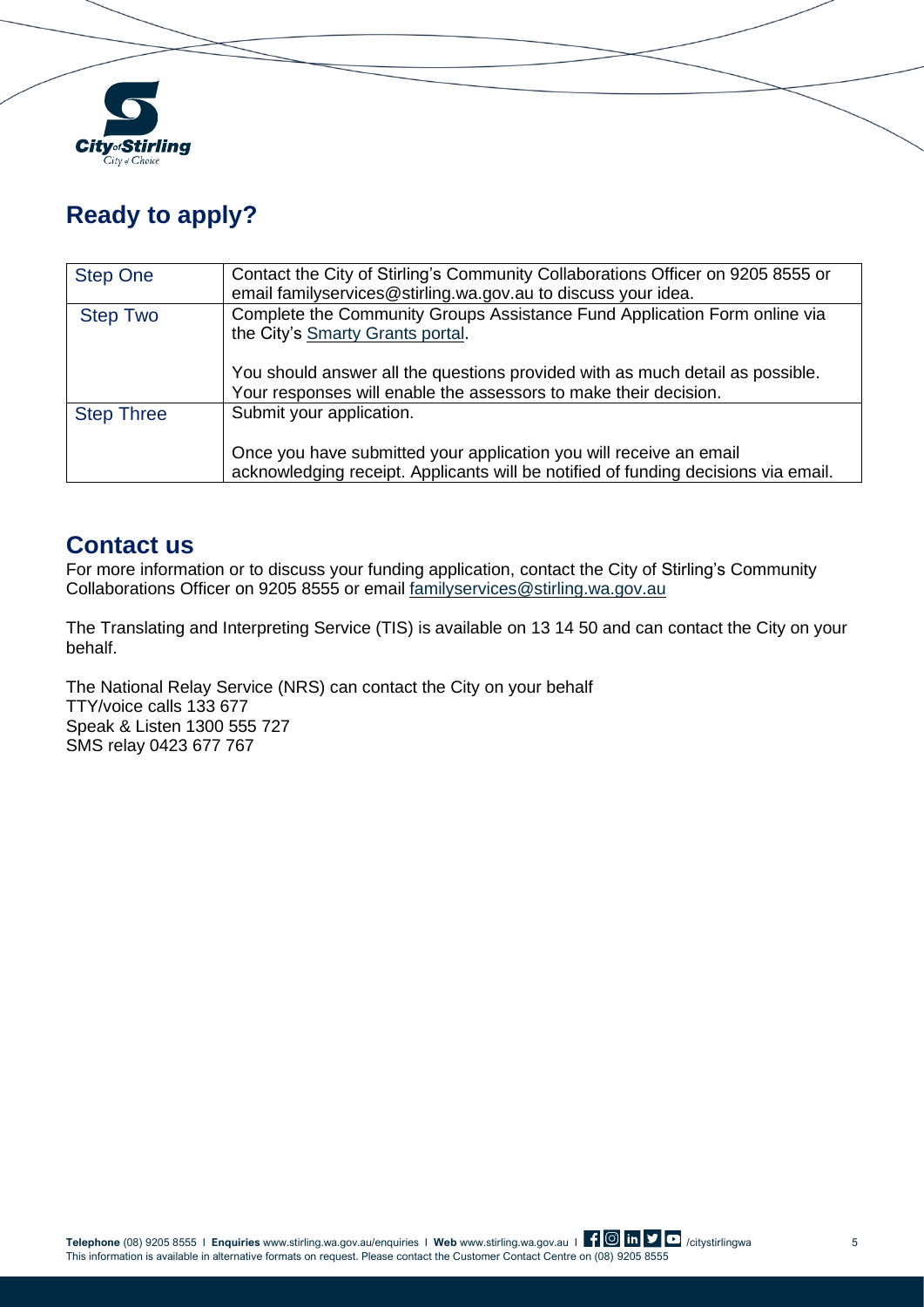## Ready to apply?

| | |
|---|---|
| Step One | Contact the City of Stirling's Community Collaborations Officer on 9205 8555 or email familyservices@stirling.wa.gov.au to discuss your idea. |
| Step Two | Complete the Community Groups Assistance Fund Application Form online via the City's Smarty Grants portal.<br><br>You should answer all the questions provided with as much detail as possible. Your responses will enable the assessors to make their decision. |
| Step Three | Submit your application.<br><br>Once you have submitted your application you will receive an email acknowledging receipt. Applicants will be notified of funding decisions via email. |

## Contact us

For more information or to discuss your funding application, contact the City of Stirling's Community Collaborations Officer on 9205 8555 or email familyservices@stirling.wa.gov.au

The Translating and Interpreting Service (TIS) is available on 13 14 50 and can contact the City on your behalf.

The National Relay Service (NRS) can contact the City on your behalf
TTY/voice calls 133 677
Speak & Listen 1300 555 727
SMS relay 0423 677 767